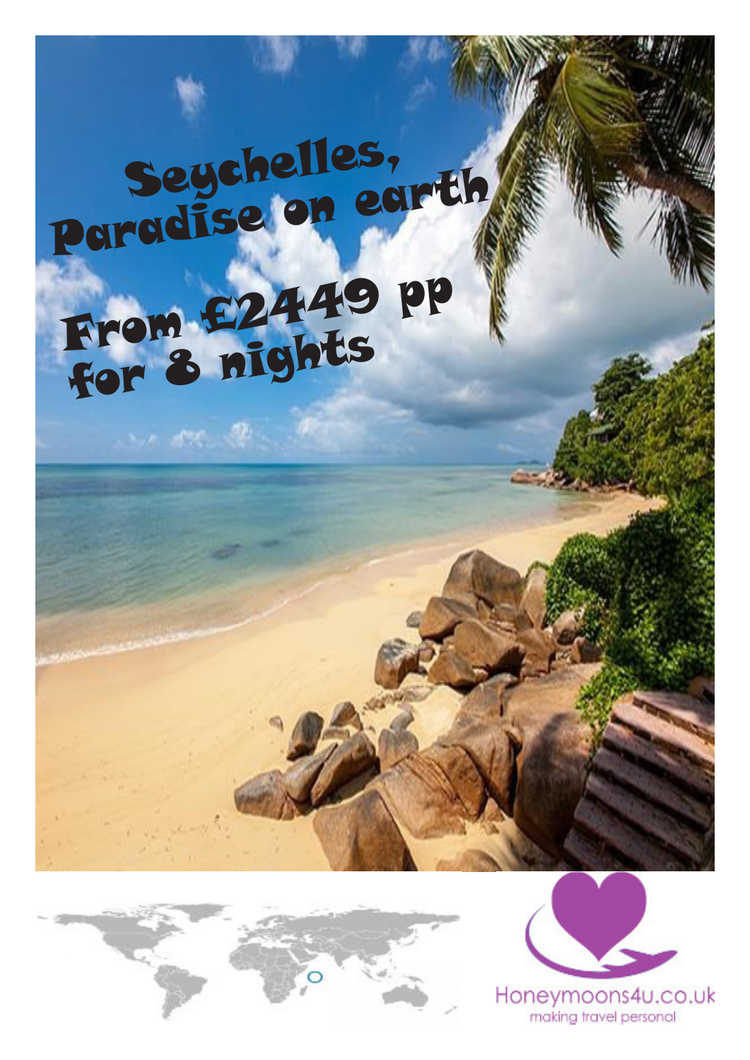# Seychelles, Paradise on earth

## From £2449 pp for 8 nights

Honeymoons4u.co.uk

making travel personal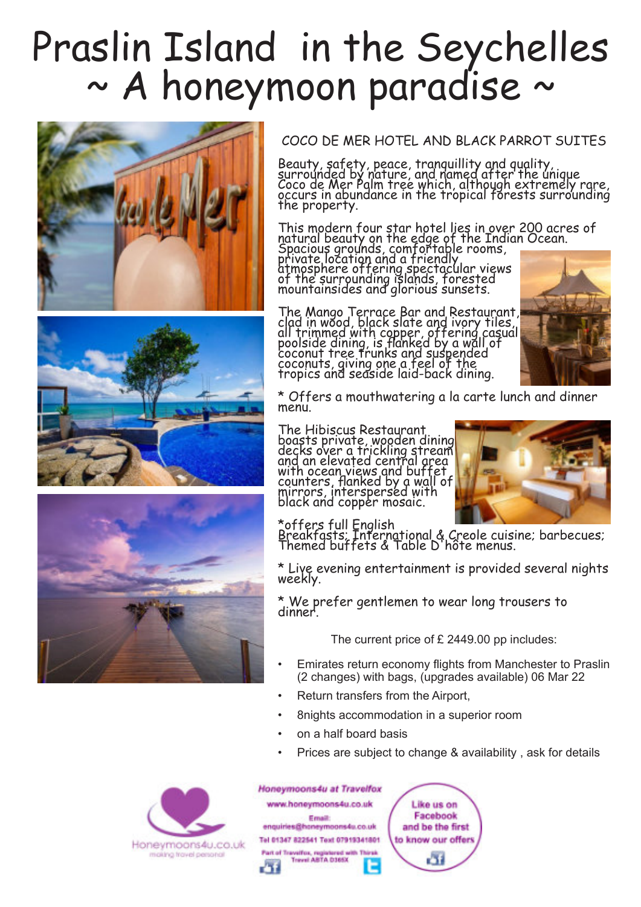# Praslin Island in the Seychelles
# ~ A honeymoon paradise ~

## COCO DE MER HOTEL AND BLACK PARROT SUITES

Beauty, safety, peace, tranquillity and quality, surrounded by nature, and named after the unique Coco de Mer Palm tree which, although extremely rare, occurs in abundance in the tropical forests surrounding the property.

This modern four star hotel lies in over 200 acres of natural beauty on the edge of the Indian Ocean. Spacious grounds, comfortable rooms, private location and a friendly atmosphere offering spectacular views of the surrounding islands, forested mountainsides and glorious sunsets.

The Mango Terrace Bar and Restaurant, clad in wood, black slate and ivory tiles, all trimmed with copper, offering casual poolside dining, is flanked by a wall of coconut tree trunks and suspended coconuts, giving one a feel of the tropics and seaside laid-back dining.

* Offers a mouthwatering a la carte lunch and dinner menu.

The Hibiscus Restaurant boasts private, wooden dining decks over a trickling stream and an elevated central area with ocean views and buffet counters, flanked by a wall of mirrors, interspersed with black and copper mosaic.

*offers full English Breakfasts; International & Creole cuisine; barbecues; Themed buffets & Table D'hôte menus.

* Live evening entertainment is provided several nights weekly.

* We prefer gentlemen to wear long trousers to dinner.

The current price of £ 2449.00 pp includes:

- Emirates return economy flights from Manchester to Praslin (2 changes) with bags, (upgrades available) 06 Mar 22
- Return transfers from the Airport,
- 8nights accommodation in a superior room
- on a half board basis
- Prices are subject to change & availability , ask for details

Honeymoons4u.co.uk
making travel personal

Honeymoons4u at Travelfox
www.honeymoons4u.co.uk
Email: enquiries@honeymoons4u.co.uk
Tel 01347 822541 Text 07919341801
Part of Travelfox, registered with Thirsk Travel ABTA D365X

Like us on Facebook and be the first to know our offers